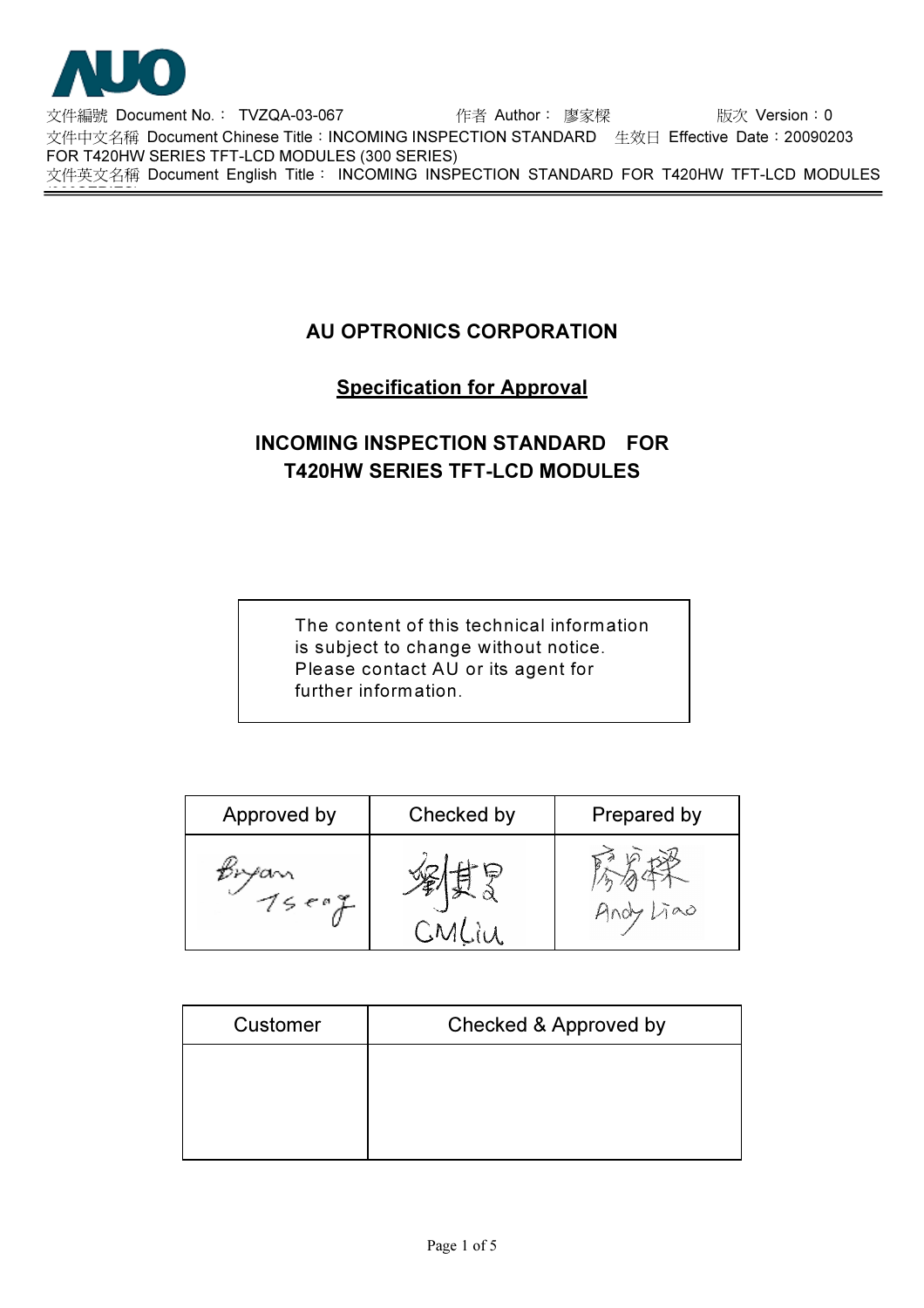AUO

文件編號 Document No.： TVZQA-03-067 作者 Author： 廖家樑 版次 Version：0

文件中文名稱 Document Chinese Title：INCOMING INSPECTION STANDARD FOR T420HW SERIES TFT-LCD MODULES (300 SERIES) 生效日 Effective Date：20090203

文件英文名稱 Document English Title： INCOMING INSPECTION STANDARD FOR T420HW TFT-LCD MODULES (300 SERIES)

# AU OPTRONICS CORPORATION

## Specification for Approval

## INCOMING INSPECTION STANDARD FOR T420HW SERIES TFT-LCD MODULES

| The content of this technical information is subject to change without notice. Please contact AU or its agent for further information. |
|---|

| Approved by | Checked by | Prepared by |
|---|---|---|
| Bryan Tseng | 劉其昌 CMLiu | 廖家樑 Andy Liao |

| Customer | Checked & Approved by |
|---|---|
| | |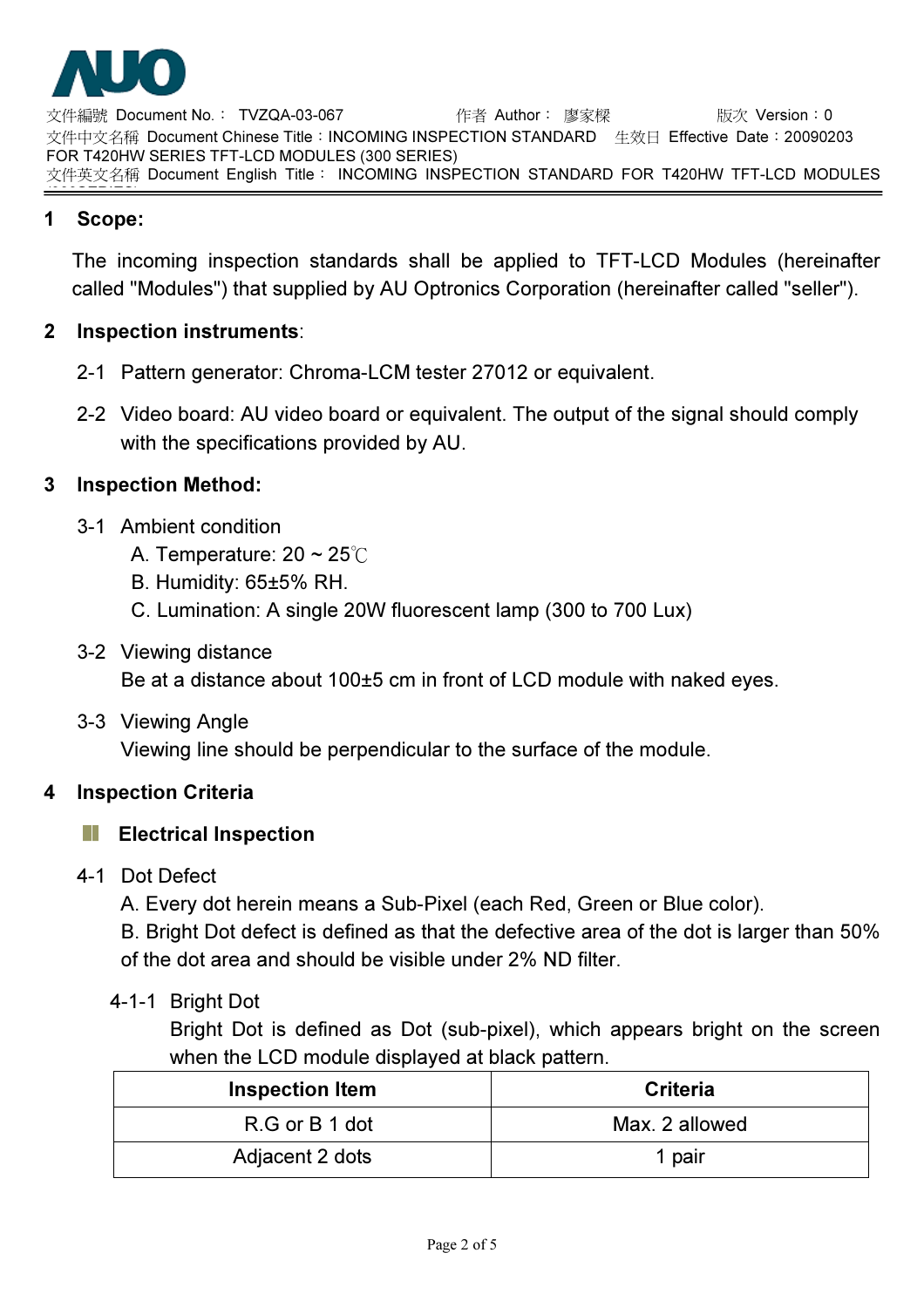## 1 Scope:

The incoming inspection standards shall be applied to TFT-LCD Modules (hereinafter called "Modules") that supplied by AU Optronics Corporation (hereinafter called "seller").

## 2 Inspection instruments:

2-1 Pattern generator: Chroma-LCM tester 27012 or equivalent.

2-2 Video board: AU video board or equivalent. The output of the signal should comply with the specifications provided by AU.

## 3 Inspection Method:

3-1 Ambient condition

A. Temperature: 20 ~ 25℃

B. Humidity: 65±5% RH.

C. Lumination: A single 20W fluorescent lamp (300 to 700 Lux)

3-2 Viewing distance

Be at a distance about 100±5 cm in front of LCD module with naked eyes.

3-3 Viewing Angle

Viewing line should be perpendicular to the surface of the module.

## 4 Inspection Criteria

### Electrical Inspection

4-1 Dot Defect

A. Every dot herein means a Sub-Pixel (each Red, Green or Blue color).

B. Bright Dot defect is defined as that the defective area of the dot is larger than 50% of the dot area and should be visible under 2% ND filter.

4-1-1 Bright Dot

Bright Dot is defined as Dot (sub-pixel), which appears bright on the screen when the LCD module displayed at black pattern.

| Inspection Item | Criteria |
|---|---|
| R.G or B 1 dot | Max. 2 allowed |
| Adjacent 2 dots | 1 pair |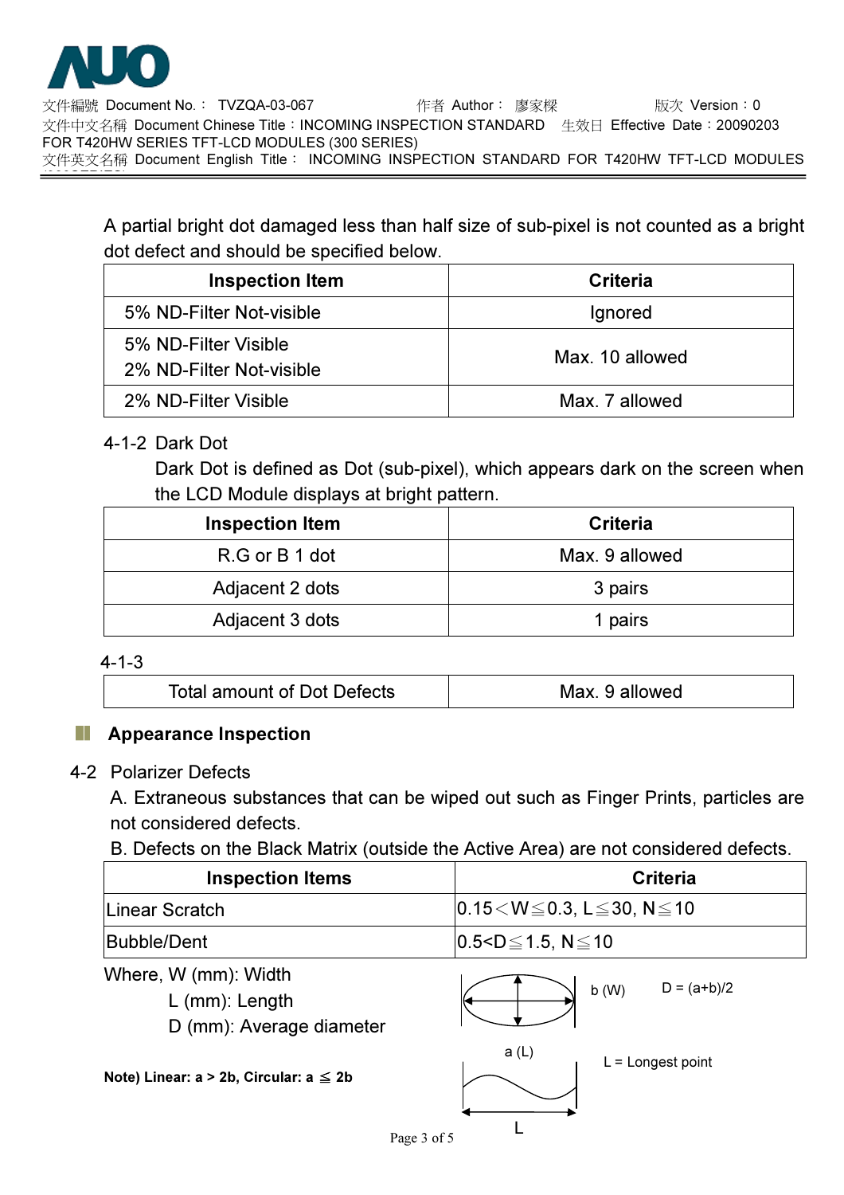A partial bright dot damaged less than half size of sub-pixel is not counted as a bright dot defect and should be specified below.

| Inspection Item | Criteria |
|---|---|
| 5% ND-Filter Not-visible | Ignored |
| 5% ND-Filter Visible<br>2% ND-Filter Not-visible | Max. 10 allowed |
| 2% ND-Filter Visible | Max. 7 allowed |

4-1-2 Dark Dot

Dark Dot is defined as Dot (sub-pixel), which appears dark on the screen when the LCD Module displays at bright pattern.

| Inspection Item | Criteria |
|---|---|
| R.G or B 1 dot | Max. 9 allowed |
| Adjacent 2 dots | 3 pairs |
| Adjacent 3 dots | 1 pairs |

4-1-3

| Total amount of Dot Defects | Max. 9 allowed |
|---|---|

## Appearance Inspection

4-2 Polarizer Defects

A. Extraneous substances that can be wiped out such as Finger Prints, particles are not considered defects.

B. Defects on the Black Matrix (outside the Active Area) are not considered defects.

| Inspection Items | Criteria |
|---|---|
| Linear Scratch | $0.15 < W \leq 0.3$, $L \leq 30$, $N \leq 10$ |
| Bubble/Dent | $0.5 < D \leq 1.5$, $N \leq 10$ |

Where, W (mm): Width

L (mm): Length

D (mm): Average diameter

b (W)　　D = (a+b)/2

a (L)　　L = Longest point

L

**Note) Linear: a > 2b, Circular: a ≦ 2b**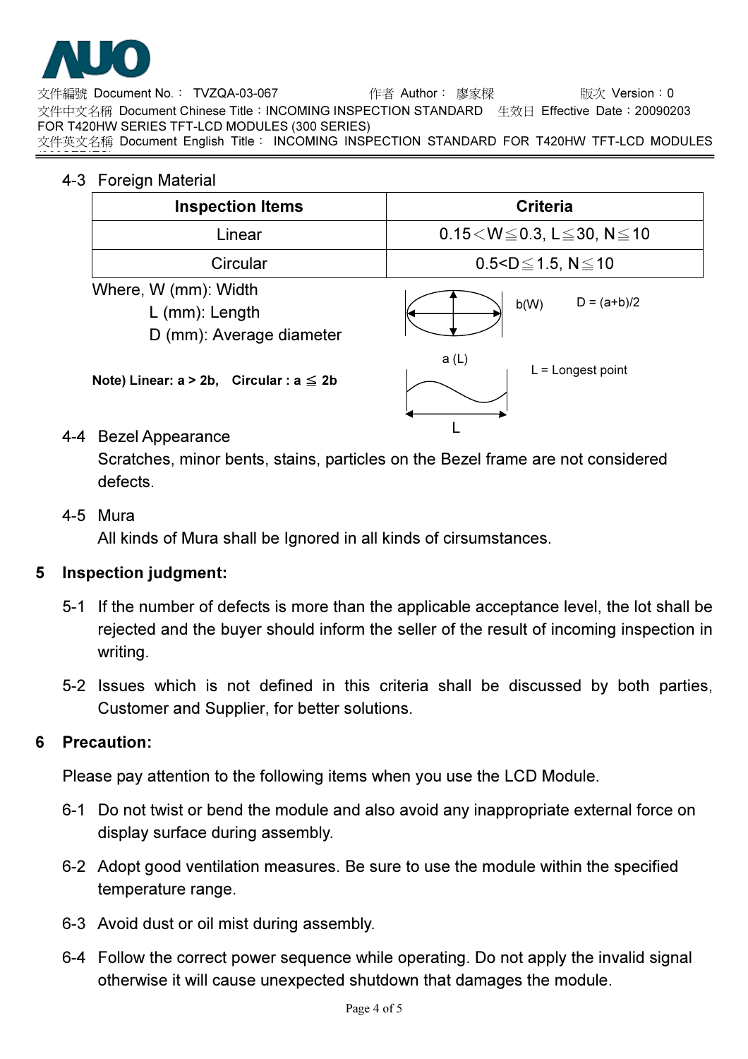4-3 Foreign Material

| Inspection Items | Criteria |
|---|---|
| Linear | 0.15＜W≦0.3, L≦30, N≦10 |
| Circular | 0.5<D≦1.5, N≦10 |

Where, W (mm): Width

L (mm): Length

D (mm): Average diameter

b(W)    D = (a+b)/2

a (L)

L = Longest point

L

**Note) Linear: a > 2b,  Circular : a ≦ 2b**

4-4 Bezel Appearance

Scratches, minor bents, stains, particles on the Bezel frame are not considered defects.

4-5 Mura

All kinds of Mura shall be Ignored in all kinds of cirsumstances.

## 5 Inspection judgment:

5-1 If the number of defects is more than the applicable acceptance level, the lot shall be rejected and the buyer should inform the seller of the result of incoming inspection in writing.

5-2 Issues which is not defined in this criteria shall be discussed by both parties, Customer and Supplier, for better solutions.

## 6 Precaution:

Please pay attention to the following items when you use the LCD Module.

6-1 Do not twist or bend the module and also avoid any inappropriate external force on display surface during assembly.

6-2 Adopt good ventilation measures. Be sure to use the module within the specified temperature range.

6-3 Avoid dust or oil mist during assembly.

6-4 Follow the correct power sequence while operating. Do not apply the invalid signal otherwise it will cause unexpected shutdown that damages the module.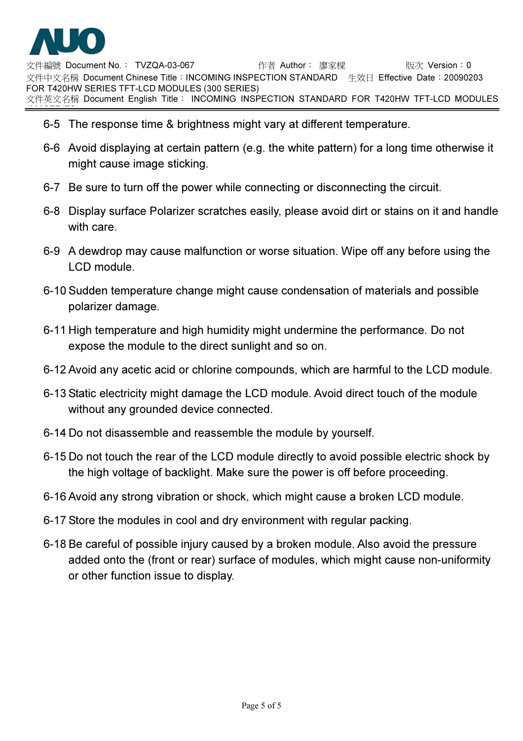6-5 The response time & brightness might vary at different temperature.

6-6 Avoid displaying at certain pattern (e.g. the white pattern) for a long time otherwise it might cause image sticking.

6-7 Be sure to turn off the power while connecting or disconnecting the circuit.

6-8 Display surface Polarizer scratches easily, please avoid dirt or stains on it and handle with care.

6-9 A dewdrop may cause malfunction or worse situation. Wipe off any before using the LCD module.

6-10 Sudden temperature change might cause condensation of materials and possible polarizer damage.

6-11 High temperature and high humidity might undermine the performance. Do not expose the module to the direct sunlight and so on.

6-12 Avoid any acetic acid or chlorine compounds, which are harmful to the LCD module.

6-13 Static electricity might damage the LCD module. Avoid direct touch of the module without any grounded device connected.

6-14 Do not disassemble and reassemble the module by yourself.

6-15 Do not touch the rear of the LCD module directly to avoid possible electric shock by the high voltage of backlight. Make sure the power is off before proceeding.

6-16 Avoid any strong vibration or shock, which might cause a broken LCD module.

6-17 Store the modules in cool and dry environment with regular packing.

6-18 Be careful of possible injury caused by a broken module. Also avoid the pressure added onto the (front or rear) surface of modules, which might cause non-uniformity or other function issue to display.